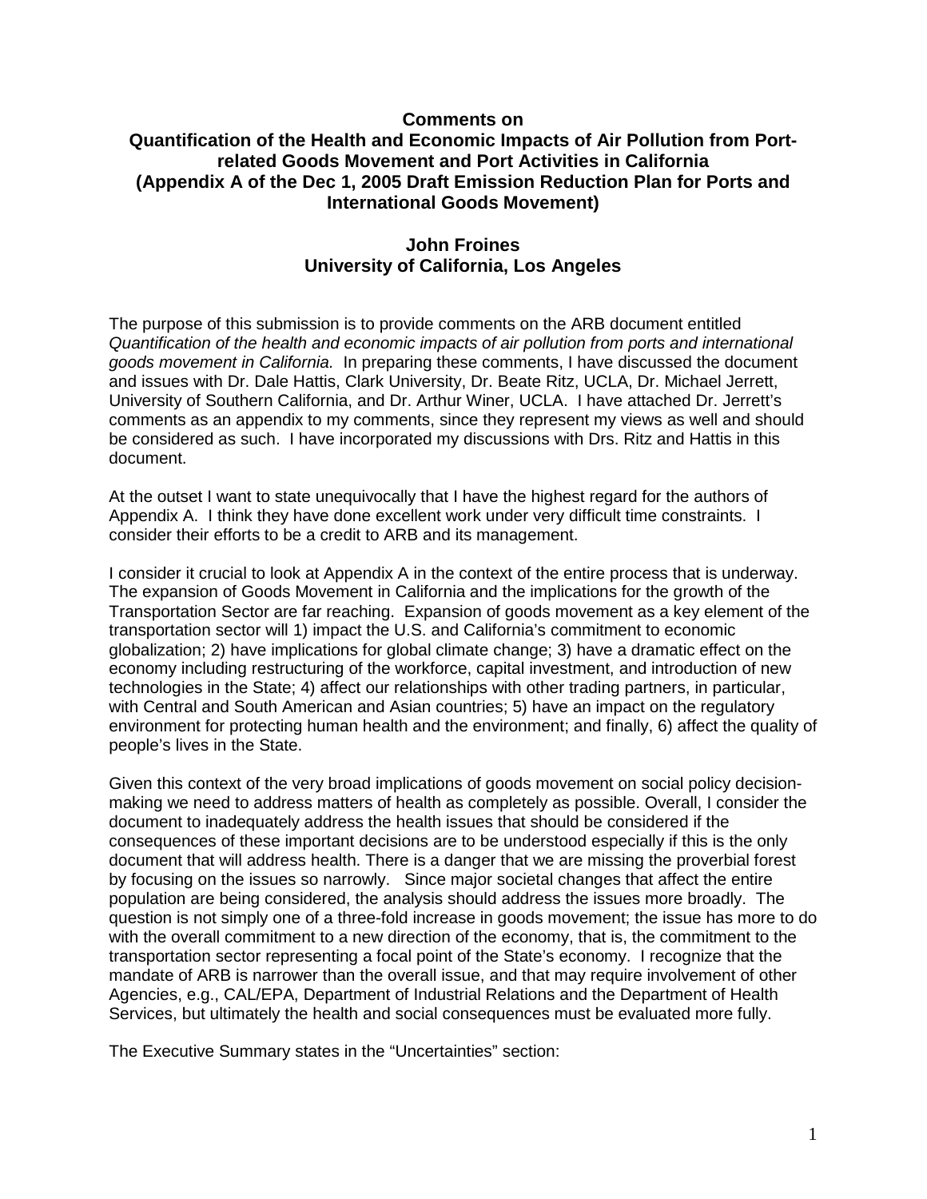**Comments on**
**Quantification of the Health and Economic Impacts of Air Pollution from Port-related Goods Movement and Port Activities in California**
**(Appendix A of the Dec 1, 2005 Draft Emission Reduction Plan for Ports and International Goods Movement)**

**John Froines**
**University of California, Los Angeles**

The purpose of this submission is to provide comments on the ARB document entitled *Quantification of the health and economic impacts of air pollution from ports and international goods movement in California.* In preparing these comments, I have discussed the document and issues with Dr. Dale Hattis, Clark University, Dr. Beate Ritz, UCLA, Dr. Michael Jerrett, University of Southern California, and Dr. Arthur Winer, UCLA. I have attached Dr. Jerrett's comments as an appendix to my comments, since they represent my views as well and should be considered as such. I have incorporated my discussions with Drs. Ritz and Hattis in this document.

At the outset I want to state unequivocally that I have the highest regard for the authors of Appendix A. I think they have done excellent work under very difficult time constraints. I consider their efforts to be a credit to ARB and its management.

I consider it crucial to look at Appendix A in the context of the entire process that is underway. The expansion of Goods Movement in California and the implications for the growth of the Transportation Sector are far reaching. Expansion of goods movement as a key element of the transportation sector will 1) impact the U.S. and California's commitment to economic globalization; 2) have implications for global climate change; 3) have a dramatic effect on the economy including restructuring of the workforce, capital investment, and introduction of new technologies in the State; 4) affect our relationships with other trading partners, in particular, with Central and South American and Asian countries; 5) have an impact on the regulatory environment for protecting human health and the environment; and finally, 6) affect the quality of people's lives in the State.

Given this context of the very broad implications of goods movement on social policy decision-making we need to address matters of health as completely as possible. Overall, I consider the document to inadequately address the health issues that should be considered if the consequences of these important decisions are to be understood especially if this is the only document that will address health. There is a danger that we are missing the proverbial forest by focusing on the issues so narrowly. Since major societal changes that affect the entire population are being considered, the analysis should address the issues more broadly. The question is not simply one of a three-fold increase in goods movement; the issue has more to do with the overall commitment to a new direction of the economy, that is, the commitment to the transportation sector representing a focal point of the State's economy. I recognize that the mandate of ARB is narrower than the overall issue, and that may require involvement of other Agencies, e.g., CAL/EPA, Department of Industrial Relations and the Department of Health Services, but ultimately the health and social consequences must be evaluated more fully.

The Executive Summary states in the "Uncertainties" section: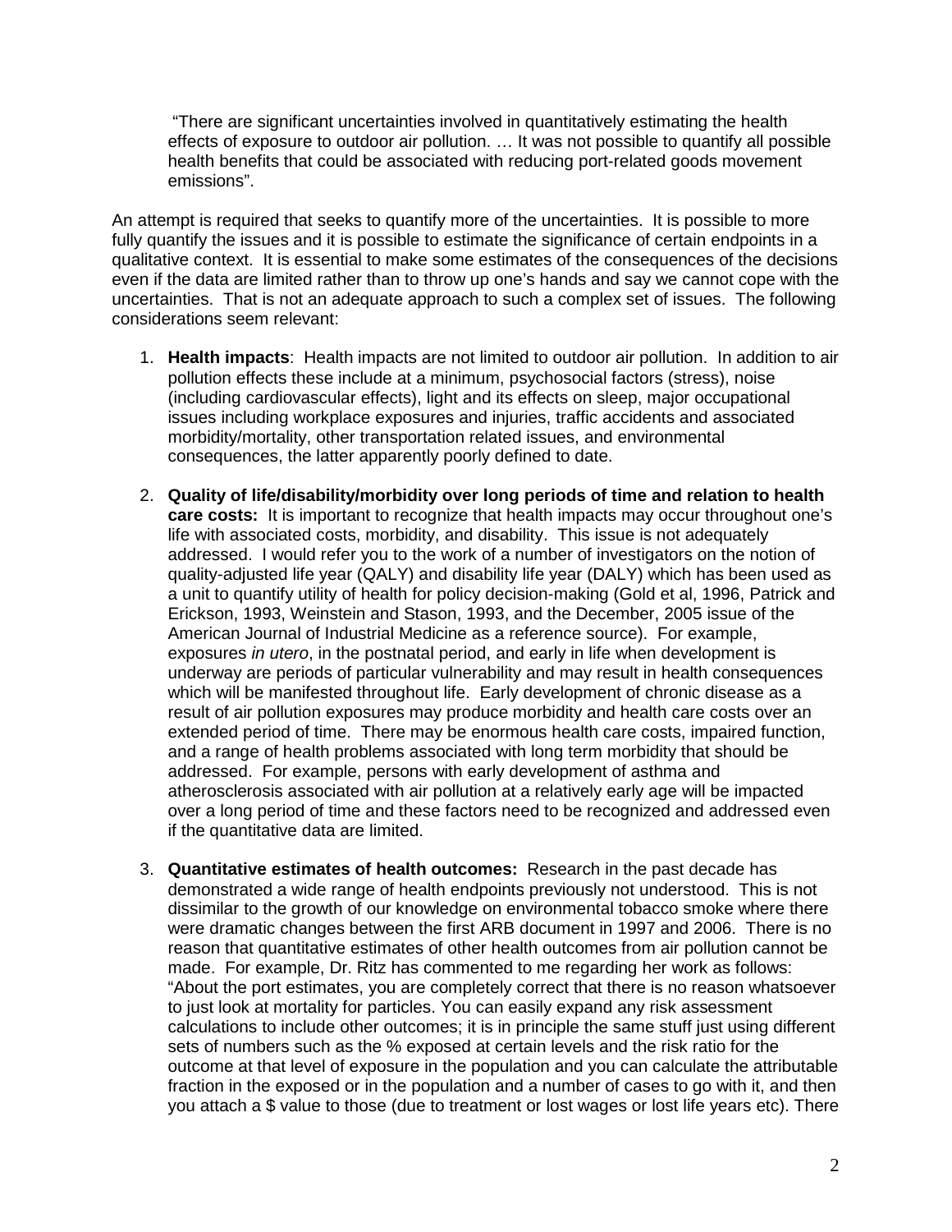"There are significant uncertainties involved in quantitatively estimating the health effects of exposure to outdoor air pollution. … It was not possible to quantify all possible health benefits that could be associated with reducing port-related goods movement emissions".

An attempt is required that seeks to quantify more of the uncertainties. It is possible to more fully quantify the issues and it is possible to estimate the significance of certain endpoints in a qualitative context. It is essential to make some estimates of the consequences of the decisions even if the data are limited rather than to throw up one's hands and say we cannot cope with the uncertainties. That is not an adequate approach to such a complex set of issues. The following considerations seem relevant:

1. **Health impacts**: Health impacts are not limited to outdoor air pollution. In addition to air pollution effects these include at a minimum, psychosocial factors (stress), noise (including cardiovascular effects), light and its effects on sleep, major occupational issues including workplace exposures and injuries, traffic accidents and associated morbidity/mortality, other transportation related issues, and environmental consequences, the latter apparently poorly defined to date.

2. **Quality of life/disability/morbidity over long periods of time and relation to health care costs:** It is important to recognize that health impacts may occur throughout one's life with associated costs, morbidity, and disability. This issue is not adequately addressed. I would refer you to the work of a number of investigators on the notion of quality-adjusted life year (QALY) and disability life year (DALY) which has been used as a unit to quantify utility of health for policy decision-making (Gold et al, 1996, Patrick and Erickson, 1993, Weinstein and Stason, 1993, and the December, 2005 issue of the American Journal of Industrial Medicine as a reference source). For example, exposures *in utero*, in the postnatal period, and early in life when development is underway are periods of particular vulnerability and may result in health consequences which will be manifested throughout life. Early development of chronic disease as a result of air pollution exposures may produce morbidity and health care costs over an extended period of time. There may be enormous health care costs, impaired function, and a range of health problems associated with long term morbidity that should be addressed. For example, persons with early development of asthma and atherosclerosis associated with air pollution at a relatively early age will be impacted over a long period of time and these factors need to be recognized and addressed even if the quantitative data are limited.

3. **Quantitative estimates of health outcomes:** Research in the past decade has demonstrated a wide range of health endpoints previously not understood. This is not dissimilar to the growth of our knowledge on environmental tobacco smoke where there were dramatic changes between the first ARB document in 1997 and 2006. There is no reason that quantitative estimates of other health outcomes from air pollution cannot be made. For example, Dr. Ritz has commented to me regarding her work as follows: "About the port estimates, you are completely correct that there is no reason whatsoever to just look at mortality for particles. You can easily expand any risk assessment calculations to include other outcomes; it is in principle the same stuff just using different sets of numbers such as the % exposed at certain levels and the risk ratio for the outcome at that level of exposure in the population and you can calculate the attributable fraction in the exposed or in the population and a number of cases to go with it, and then you attach a $ value to those (due to treatment or lost wages or lost life years etc). There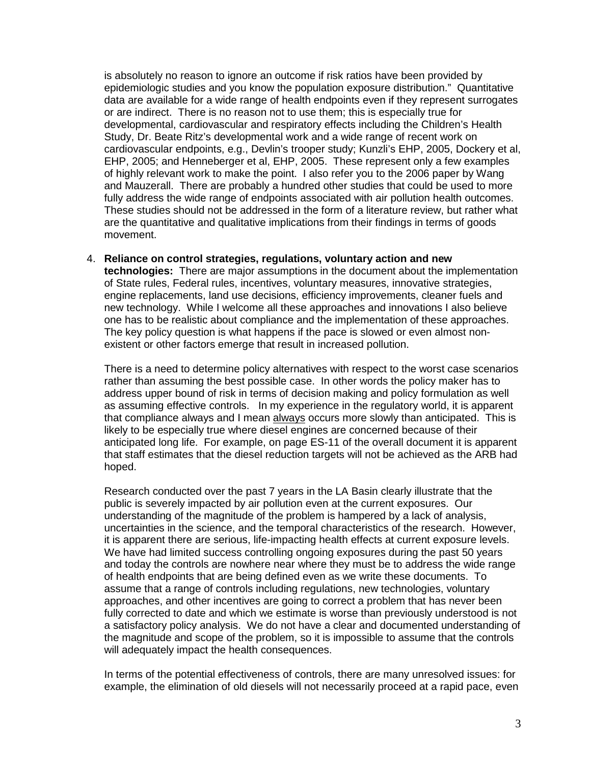is absolutely no reason to ignore an outcome if risk ratios have been provided by epidemiologic studies and you know the population exposure distribution." Quantitative data are available for a wide range of health endpoints even if they represent surrogates or are indirect. There is no reason not to use them; this is especially true for developmental, cardiovascular and respiratory effects including the Children's Health Study, Dr. Beate Ritz's developmental work and a wide range of recent work on cardiovascular endpoints, e.g., Devlin's trooper study; Kunzli's EHP, 2005, Dockery et al, EHP, 2005; and Henneberger et al, EHP, 2005. These represent only a few examples of highly relevant work to make the point. I also refer you to the 2006 paper by Wang and Mauzerall. There are probably a hundred other studies that could be used to more fully address the wide range of endpoints associated with air pollution health outcomes. These studies should not be addressed in the form of a literature review, but rather what are the quantitative and qualitative implications from their findings in terms of goods movement.

4. **Reliance on control strategies, regulations, voluntary action and new technologies:** There are major assumptions in the document about the implementation of State rules, Federal rules, incentives, voluntary measures, innovative strategies, engine replacements, land use decisions, efficiency improvements, cleaner fuels and new technology. While I welcome all these approaches and innovations I also believe one has to be realistic about compliance and the implementation of these approaches. The key policy question is what happens if the pace is slowed or even almost non-existent or other factors emerge that result in increased pollution.

   There is a need to determine policy alternatives with respect to the worst case scenarios rather than assuming the best possible case. In other words the policy maker has to address upper bound of risk in terms of decision making and policy formulation as well as assuming effective controls. In my experience in the regulatory world, it is apparent that compliance always and I mean always occurs more slowly than anticipated. This is likely to be especially true where diesel engines are concerned because of their anticipated long life. For example, on page ES-11 of the overall document it is apparent that staff estimates that the diesel reduction targets will not be achieved as the ARB had hoped.

   Research conducted over the past 7 years in the LA Basin clearly illustrate that the public is severely impacted by air pollution even at the current exposures. Our understanding of the magnitude of the problem is hampered by a lack of analysis, uncertainties in the science, and the temporal characteristics of the research. However, it is apparent there are serious, life-impacting health effects at current exposure levels. We have had limited success controlling ongoing exposures during the past 50 years and today the controls are nowhere near where they must be to address the wide range of health endpoints that are being defined even as we write these documents. To assume that a range of controls including regulations, new technologies, voluntary approaches, and other incentives are going to correct a problem that has never been fully corrected to date and which we estimate is worse than previously understood is not a satisfactory policy analysis. We do not have a clear and documented understanding of the magnitude and scope of the problem, so it is impossible to assume that the controls will adequately impact the health consequences.

   In terms of the potential effectiveness of controls, there are many unresolved issues: for example, the elimination of old diesels will not necessarily proceed at a rapid pace, even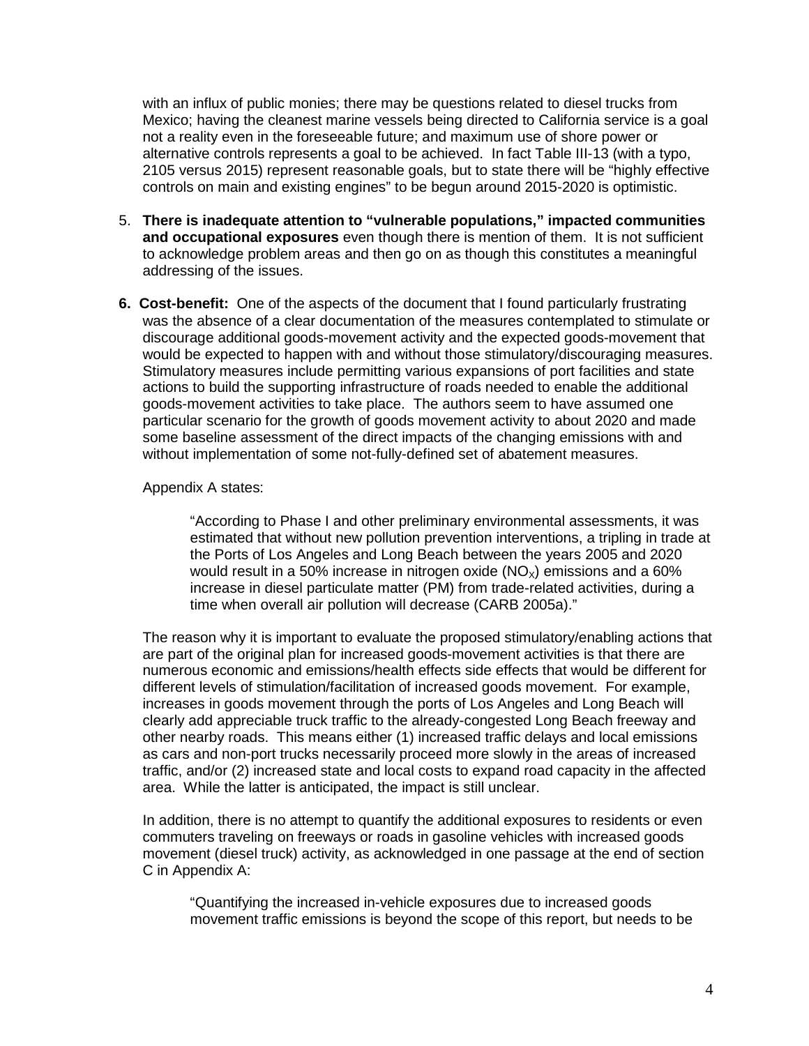with an influx of public monies; there may be questions related to diesel trucks from Mexico; having the cleanest marine vessels being directed to California service is a goal not a reality even in the foreseeable future; and maximum use of shore power or alternative controls represents a goal to be achieved. In fact Table III-13 (with a typo, 2105 versus 2015) represent reasonable goals, but to state there will be "highly effective controls on main and existing engines" to be begun around 2015-2020 is optimistic.

5. **There is inadequate attention to "vulnerable populations," impacted communities and occupational exposures** even though there is mention of them. It is not sufficient to acknowledge problem areas and then go on as though this constitutes a meaningful addressing of the issues.

6. **Cost-benefit:** One of the aspects of the document that I found particularly frustrating was the absence of a clear documentation of the measures contemplated to stimulate or discourage additional goods-movement activity and the expected goods-movement that would be expected to happen with and without those stimulatory/discouraging measures. Stimulatory measures include permitting various expansions of port facilities and state actions to build the supporting infrastructure of roads needed to enable the additional goods-movement activities to take place. The authors seem to have assumed one particular scenario for the growth of goods movement activity to about 2020 and made some baseline assessment of the direct impacts of the changing emissions with and without implementation of some not-fully-defined set of abatement measures.

   Appendix A states:

   > "According to Phase I and other preliminary environmental assessments, it was estimated that without new pollution prevention interventions, a tripling in trade at the Ports of Los Angeles and Long Beach between the years 2005 and 2020 would result in a 50% increase in nitrogen oxide ($NO_X$) emissions and a 60% increase in diesel particulate matter (PM) from trade-related activities, during a time when overall air pollution will decrease (CARB 2005a)."

   The reason why it is important to evaluate the proposed stimulatory/enabling actions that are part of the original plan for increased goods-movement activities is that there are numerous economic and emissions/health effects side effects that would be different for different levels of stimulation/facilitation of increased goods movement. For example, increases in goods movement through the ports of Los Angeles and Long Beach will clearly add appreciable truck traffic to the already-congested Long Beach freeway and other nearby roads. This means either (1) increased traffic delays and local emissions as cars and non-port trucks necessarily proceed more slowly in the areas of increased traffic, and/or (2) increased state and local costs to expand road capacity in the affected area. While the latter is anticipated, the impact is still unclear.

   In addition, there is no attempt to quantify the additional exposures to residents or even commuters traveling on freeways or roads in gasoline vehicles with increased goods movement (diesel truck) activity, as acknowledged in one passage at the end of section C in Appendix A:

   > "Quantifying the increased in-vehicle exposures due to increased goods movement traffic emissions is beyond the scope of this report, but needs to be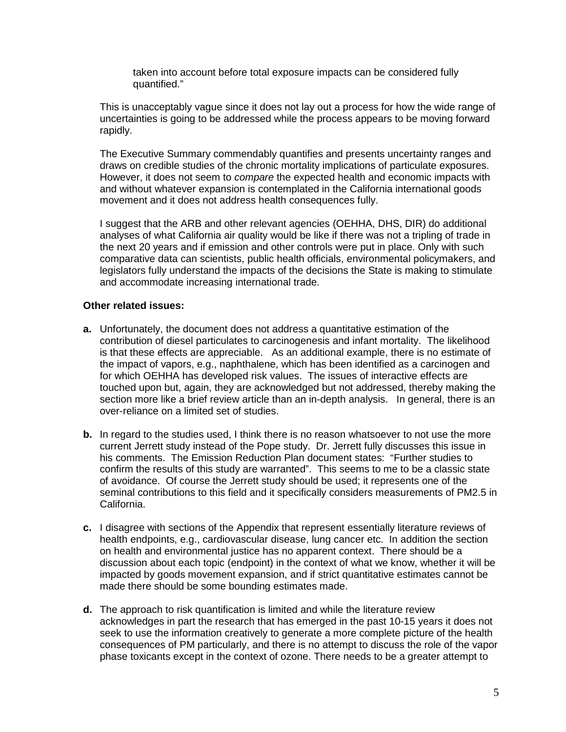taken into account before total exposure impacts can be considered fully quantified."

This is unacceptably vague since it does not lay out a process for how the wide range of uncertainties is going to be addressed while the process appears to be moving forward rapidly.

The Executive Summary commendably quantifies and presents uncertainty ranges and draws on credible studies of the chronic mortality implications of particulate exposures. However, it does not seem to *compare* the expected health and economic impacts with and without whatever expansion is contemplated in the California international goods movement and it does not address health consequences fully.

I suggest that the ARB and other relevant agencies (OEHHA, DHS, DIR) do additional analyses of what California air quality would be like if there was not a tripling of trade in the next 20 years and if emission and other controls were put in place. Only with such comparative data can scientists, public health officials, environmental policymakers, and legislators fully understand the impacts of the decisions the State is making to stimulate and accommodate increasing international trade.

**Other related issues:**

**a.** Unfortunately, the document does not address a quantitative estimation of the contribution of diesel particulates to carcinogenesis and infant mortality. The likelihood is that these effects are appreciable. As an additional example, there is no estimate of the impact of vapors, e.g., naphthalene, which has been identified as a carcinogen and for which OEHHA has developed risk values. The issues of interactive effects are touched upon but, again, they are acknowledged but not addressed, thereby making the section more like a brief review article than an in-depth analysis. In general, there is an over-reliance on a limited set of studies.

**b.** In regard to the studies used, I think there is no reason whatsoever to not use the more current Jerrett study instead of the Pope study. Dr. Jerrett fully discusses this issue in his comments. The Emission Reduction Plan document states: "Further studies to confirm the results of this study are warranted". This seems to me to be a classic state of avoidance. Of course the Jerrett study should be used; it represents one of the seminal contributions to this field and it specifically considers measurements of PM2.5 in California.

**c.** I disagree with sections of the Appendix that represent essentially literature reviews of health endpoints, e.g., cardiovascular disease, lung cancer etc. In addition the section on health and environmental justice has no apparent context. There should be a discussion about each topic (endpoint) in the context of what we know, whether it will be impacted by goods movement expansion, and if strict quantitative estimates cannot be made there should be some bounding estimates made.

**d.** The approach to risk quantification is limited and while the literature review acknowledges in part the research that has emerged in the past 10-15 years it does not seek to use the information creatively to generate a more complete picture of the health consequences of PM particularly, and there is no attempt to discuss the role of the vapor phase toxicants except in the context of ozone. There needs to be a greater attempt to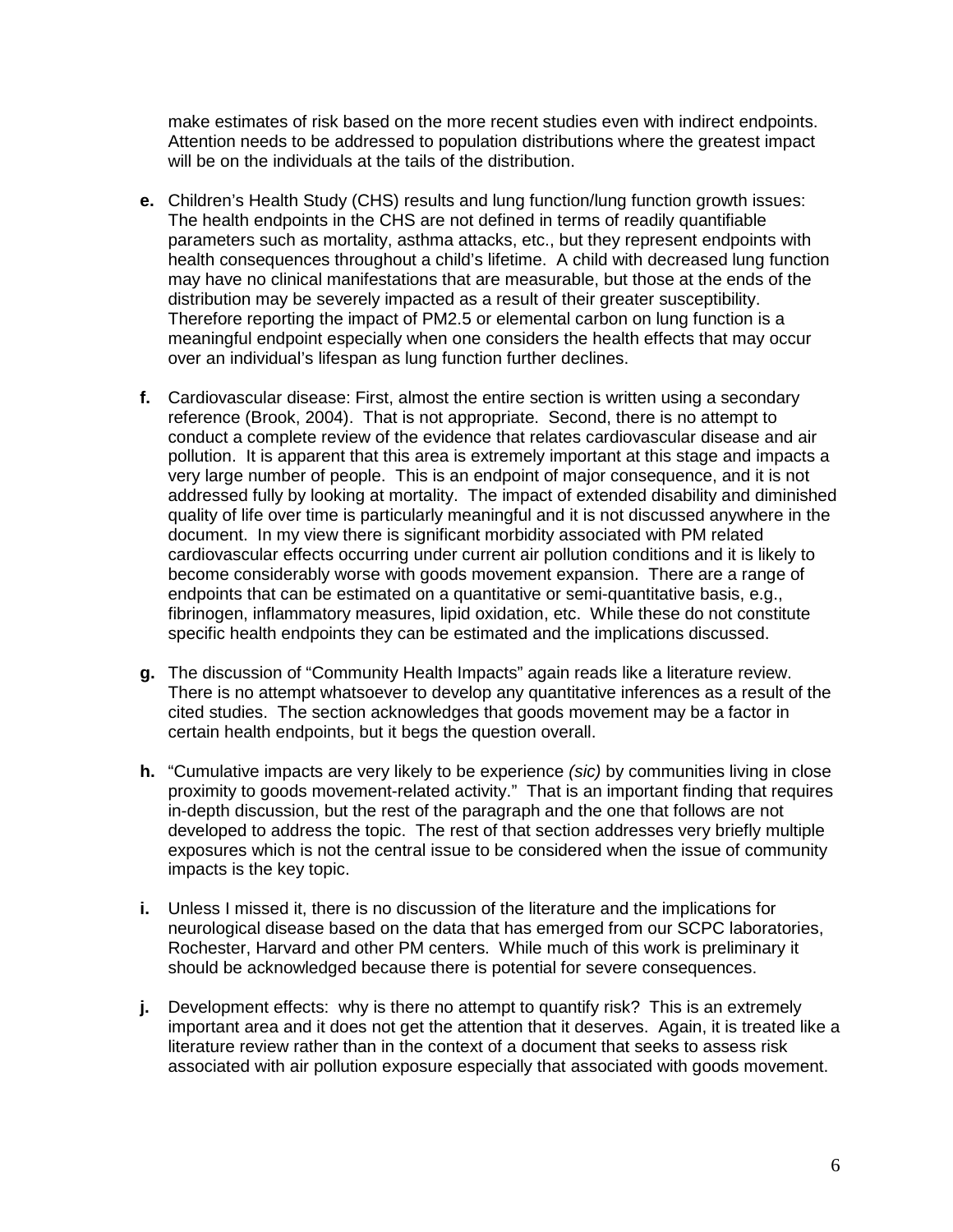make estimates of risk based on the more recent studies even with indirect endpoints. Attention needs to be addressed to population distributions where the greatest impact will be on the individuals at the tails of the distribution.

**e.** Children's Health Study (CHS) results and lung function/lung function growth issues: The health endpoints in the CHS are not defined in terms of readily quantifiable parameters such as mortality, asthma attacks, etc., but they represent endpoints with health consequences throughout a child's lifetime. A child with decreased lung function may have no clinical manifestations that are measurable, but those at the ends of the distribution may be severely impacted as a result of their greater susceptibility. Therefore reporting the impact of PM2.5 or elemental carbon on lung function is a meaningful endpoint especially when one considers the health effects that may occur over an individual's lifespan as lung function further declines.

**f.** Cardiovascular disease: First, almost the entire section is written using a secondary reference (Brook, 2004). That is not appropriate. Second, there is no attempt to conduct a complete review of the evidence that relates cardiovascular disease and air pollution. It is apparent that this area is extremely important at this stage and impacts a very large number of people. This is an endpoint of major consequence, and it is not addressed fully by looking at mortality. The impact of extended disability and diminished quality of life over time is particularly meaningful and it is not discussed anywhere in the document. In my view there is significant morbidity associated with PM related cardiovascular effects occurring under current air pollution conditions and it is likely to become considerably worse with goods movement expansion. There are a range of endpoints that can be estimated on a quantitative or semi-quantitative basis, e.g., fibrinogen, inflammatory measures, lipid oxidation, etc. While these do not constitute specific health endpoints they can be estimated and the implications discussed.

**g.** The discussion of "Community Health Impacts" again reads like a literature review. There is no attempt whatsoever to develop any quantitative inferences as a result of the cited studies. The section acknowledges that goods movement may be a factor in certain health endpoints, but it begs the question overall.

**h.** "Cumulative impacts are very likely to be experience *(sic)* by communities living in close proximity to goods movement-related activity." That is an important finding that requires in-depth discussion, but the rest of the paragraph and the one that follows are not developed to address the topic. The rest of that section addresses very briefly multiple exposures which is not the central issue to be considered when the issue of community impacts is the key topic.

**i.** Unless I missed it, there is no discussion of the literature and the implications for neurological disease based on the data that has emerged from our SCPC laboratories, Rochester, Harvard and other PM centers. While much of this work is preliminary it should be acknowledged because there is potential for severe consequences.

**j.** Development effects: why is there no attempt to quantify risk? This is an extremely important area and it does not get the attention that it deserves. Again, it is treated like a literature review rather than in the context of a document that seeks to assess risk associated with air pollution exposure especially that associated with goods movement.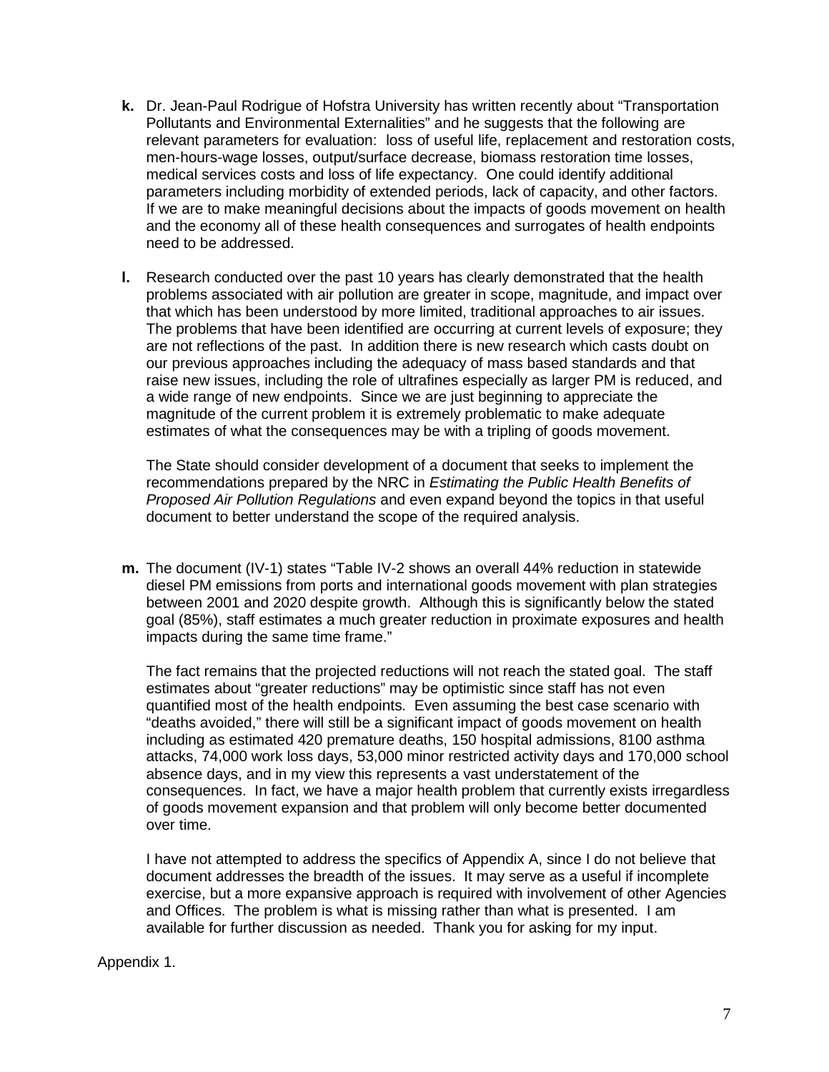**k.** Dr. Jean-Paul Rodrigue of Hofstra University has written recently about "Transportation Pollutants and Environmental Externalities" and he suggests that the following are relevant parameters for evaluation: loss of useful life, replacement and restoration costs, men-hours-wage losses, output/surface decrease, biomass restoration time losses, medical services costs and loss of life expectancy. One could identify additional parameters including morbidity of extended periods, lack of capacity, and other factors. If we are to make meaningful decisions about the impacts of goods movement on health and the economy all of these health consequences and surrogates of health endpoints need to be addressed.

**l.** Research conducted over the past 10 years has clearly demonstrated that the health problems associated with air pollution are greater in scope, magnitude, and impact over that which has been understood by more limited, traditional approaches to air issues. The problems that have been identified are occurring at current levels of exposure; they are not reflections of the past. In addition there is new research which casts doubt on our previous approaches including the adequacy of mass based standards and that raise new issues, including the role of ultrafines especially as larger PM is reduced, and a wide range of new endpoints. Since we are just beginning to appreciate the magnitude of the current problem it is extremely problematic to make adequate estimates of what the consequences may be with a tripling of goods movement.

The State should consider development of a document that seeks to implement the recommendations prepared by the NRC in *Estimating the Public Health Benefits of Proposed Air Pollution Regulations* and even expand beyond the topics in that useful document to better understand the scope of the required analysis.

**m.** The document (IV-1) states "Table IV-2 shows an overall 44% reduction in statewide diesel PM emissions from ports and international goods movement with plan strategies between 2001 and 2020 despite growth. Although this is significantly below the stated goal (85%), staff estimates a much greater reduction in proximate exposures and health impacts during the same time frame."

The fact remains that the projected reductions will not reach the stated goal. The staff estimates about "greater reductions" may be optimistic since staff has not even quantified most of the health endpoints. Even assuming the best case scenario with "deaths avoided," there will still be a significant impact of goods movement on health including as estimated 420 premature deaths, 150 hospital admissions, 8100 asthma attacks, 74,000 work loss days, 53,000 minor restricted activity days and 170,000 school absence days, and in my view this represents a vast understatement of the consequences. In fact, we have a major health problem that currently exists irregardless of goods movement expansion and that problem will only become better documented over time.

I have not attempted to address the specifics of Appendix A, since I do not believe that document addresses the breadth of the issues. It may serve as a useful if incomplete exercise, but a more expansive approach is required with involvement of other Agencies and Offices. The problem is what is missing rather than what is presented. I am available for further discussion as needed. Thank you for asking for my input.

Appendix 1.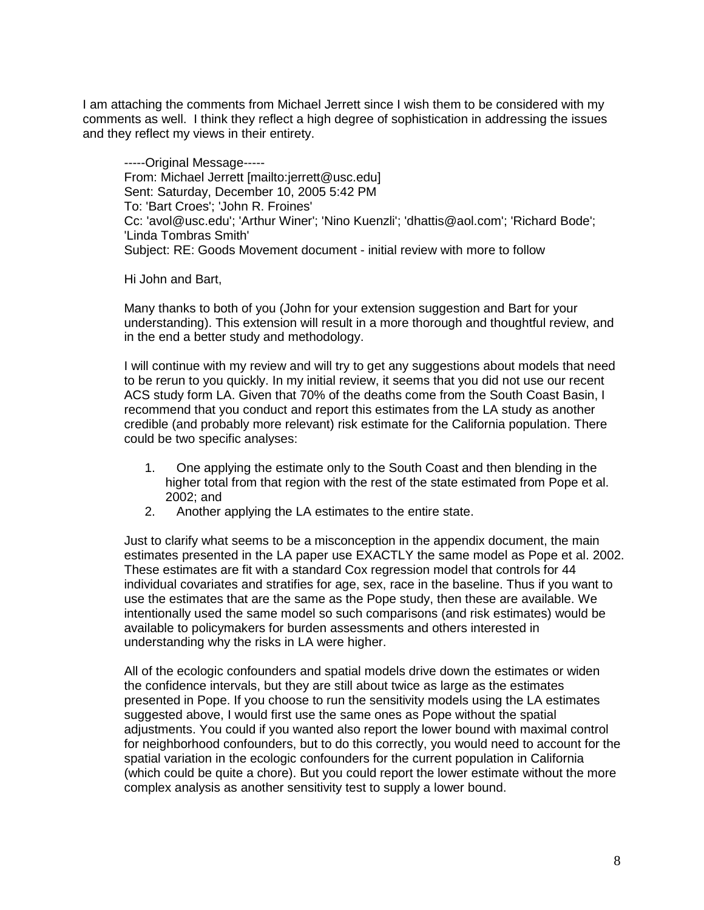I am attaching the comments from Michael Jerrett since I wish them to be considered with my comments as well. I think they reflect a high degree of sophistication in addressing the issues and they reflect my views in their entirety.

> -----Original Message-----
> From: Michael Jerrett [mailto:jerrett@usc.edu]
> Sent: Saturday, December 10, 2005 5:42 PM
> To: 'Bart Croes'; 'John R. Froines'
> Cc: 'avol@usc.edu'; 'Arthur Winer'; 'Nino Kuenzli'; 'dhattis@aol.com'; 'Richard Bode'; 'Linda Tombras Smith'
> Subject: RE: Goods Movement document - initial review with more to follow
>
> Hi John and Bart,
>
> Many thanks to both of you (John for your extension suggestion and Bart for your understanding). This extension will result in a more thorough and thoughtful review, and in the end a better study and methodology.
>
> I will continue with my review and will try to get any suggestions about models that need to be rerun to you quickly. In my initial review, it seems that you did not use our recent ACS study form LA. Given that 70% of the deaths come from the South Coast Basin, I recommend that you conduct and report this estimates from the LA study as another credible (and probably more relevant) risk estimate for the California population. There could be two specific analyses:
>
> 1. One applying the estimate only to the South Coast and then blending in the higher total from that region with the rest of the state estimated from Pope et al. 2002; and
> 2. Another applying the LA estimates to the entire state.
>
> Just to clarify what seems to be a misconception in the appendix document, the main estimates presented in the LA paper use EXACTLY the same model as Pope et al. 2002. These estimates are fit with a standard Cox regression model that controls for 44 individual covariates and stratifies for age, sex, race in the baseline. Thus if you want to use the estimates that are the same as the Pope study, then these are available. We intentionally used the same model so such comparisons (and risk estimates) would be available to policymakers for burden assessments and others interested in understanding why the risks in LA were higher.
>
> All of the ecologic confounders and spatial models drive down the estimates or widen the confidence intervals, but they are still about twice as large as the estimates presented in Pope. If you choose to run the sensitivity models using the LA estimates suggested above, I would first use the same ones as Pope without the spatial adjustments. You could if you wanted also report the lower bound with maximal control for neighborhood confounders, but to do this correctly, you would need to account for the spatial variation in the ecologic confounders for the current population in California (which could be quite a chore). But you could report the lower estimate without the more complex analysis as another sensitivity test to supply a lower bound.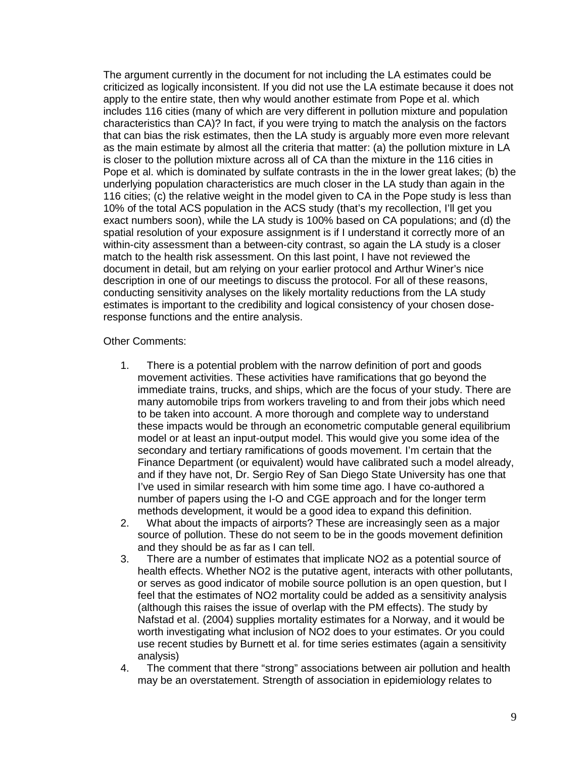The argument currently in the document for not including the LA estimates could be criticized as logically inconsistent. If you did not use the LA estimate because it does not apply to the entire state, then why would another estimate from Pope et al. which includes 116 cities (many of which are very different in pollution mixture and population characteristics than CA)? In fact, if you were trying to match the analysis on the factors that can bias the risk estimates, then the LA study is arguably more even more relevant as the main estimate by almost all the criteria that matter: (a) the pollution mixture in LA is closer to the pollution mixture across all of CA than the mixture in the 116 cities in Pope et al. which is dominated by sulfate contrasts in the in the lower great lakes; (b) the underlying population characteristics are much closer in the LA study than again in the 116 cities; (c) the relative weight in the model given to CA in the Pope study is less than 10% of the total ACS population in the ACS study (that's my recollection, I'll get you exact numbers soon), while the LA study is 100% based on CA populations; and (d) the spatial resolution of your exposure assignment is if I understand it correctly more of an within-city assessment than a between-city contrast, so again the LA study is a closer match to the health risk assessment. On this last point, I have not reviewed the document in detail, but am relying on your earlier protocol and Arthur Winer's nice description in one of our meetings to discuss the protocol. For all of these reasons, conducting sensitivity analyses on the likely mortality reductions from the LA study estimates is important to the credibility and logical consistency of your chosen dose-response functions and the entire analysis.

Other Comments:

1. There is a potential problem with the narrow definition of port and goods movement activities. These activities have ramifications that go beyond the immediate trains, trucks, and ships, which are the focus of your study. There are many automobile trips from workers traveling to and from their jobs which need to be taken into account. A more thorough and complete way to understand these impacts would be through an econometric computable general equilibrium model or at least an input-output model. This would give you some idea of the secondary and tertiary ramifications of goods movement. I'm certain that the Finance Department (or equivalent) would have calibrated such a model already, and if they have not, Dr. Sergio Rey of San Diego State University has one that I've used in similar research with him some time ago. I have co-authored a number of papers using the I-O and CGE approach and for the longer term methods development, it would be a good idea to expand this definition.
2. What about the impacts of airports? These are increasingly seen as a major source of pollution. These do not seem to be in the goods movement definition and they should be as far as I can tell.
3. There are a number of estimates that implicate $NO_2$ as a potential source of health effects. Whether $NO_2$ is the putative agent, interacts with other pollutants, or serves as good indicator of mobile source pollution is an open question, but I feel that the estimates of $NO_2$ mortality could be added as a sensitivity analysis (although this raises the issue of overlap with the PM effects). The study by Nafstad et al. (2004) supplies mortality estimates for a Norway, and it would be worth investigating what inclusion of $NO_2$ does to your estimates. Or you could use recent studies by Burnett et al. for time series estimates (again a sensitivity analysis)
4. The comment that there "strong" associations between air pollution and health may be an overstatement. Strength of association in epidemiology relates to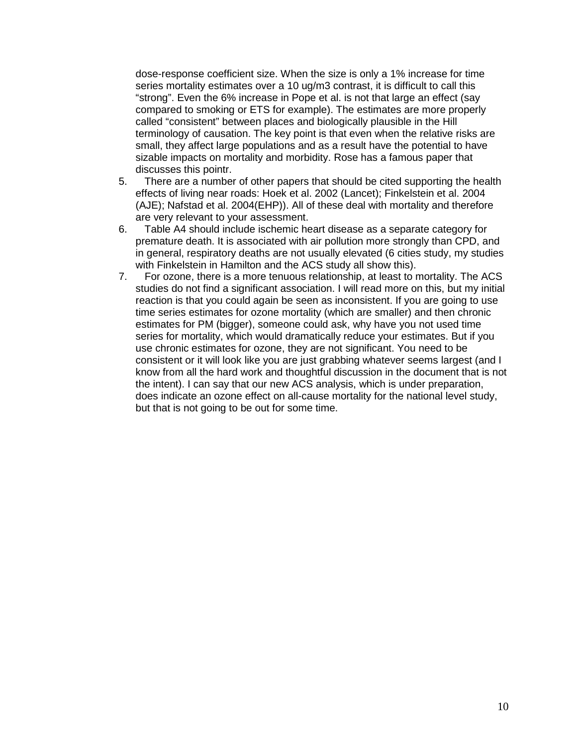dose-response coefficient size. When the size is only a 1% increase for time series mortality estimates over a 10 ug/m3 contrast, it is difficult to call this "strong". Even the 6% increase in Pope et al. is not that large an effect (say compared to smoking or ETS for example). The estimates are more properly called "consistent" between places and biologically plausible in the Hill terminology of causation. The key point is that even when the relative risks are small, they affect large populations and as a result have the potential to have sizable impacts on mortality and morbidity. Rose has a famous paper that discusses this pointr.

5. There are a number of other papers that should be cited supporting the health effects of living near roads: Hoek et al. 2002 (Lancet); Finkelstein et al. 2004 (AJE); Nafstad et al. 2004(EHP)). All of these deal with mortality and therefore are very relevant to your assessment.
6. Table A4 should include ischemic heart disease as a separate category for premature death. It is associated with air pollution more strongly than CPD, and in general, respiratory deaths are not usually elevated (6 cities study, my studies with Finkelstein in Hamilton and the ACS study all show this).
7. For ozone, there is a more tenuous relationship, at least to mortality. The ACS studies do not find a significant association. I will read more on this, but my initial reaction is that you could again be seen as inconsistent. If you are going to use time series estimates for ozone mortality (which are smaller) and then chronic estimates for PM (bigger), someone could ask, why have you not used time series for mortality, which would dramatically reduce your estimates. But if you use chronic estimates for ozone, they are not significant. You need to be consistent or it will look like you are just grabbing whatever seems largest (and I know from all the hard work and thoughtful discussion in the document that is not the intent). I can say that our new ACS analysis, which is under preparation, does indicate an ozone effect on all-cause mortality for the national level study, but that is not going to be out for some time.